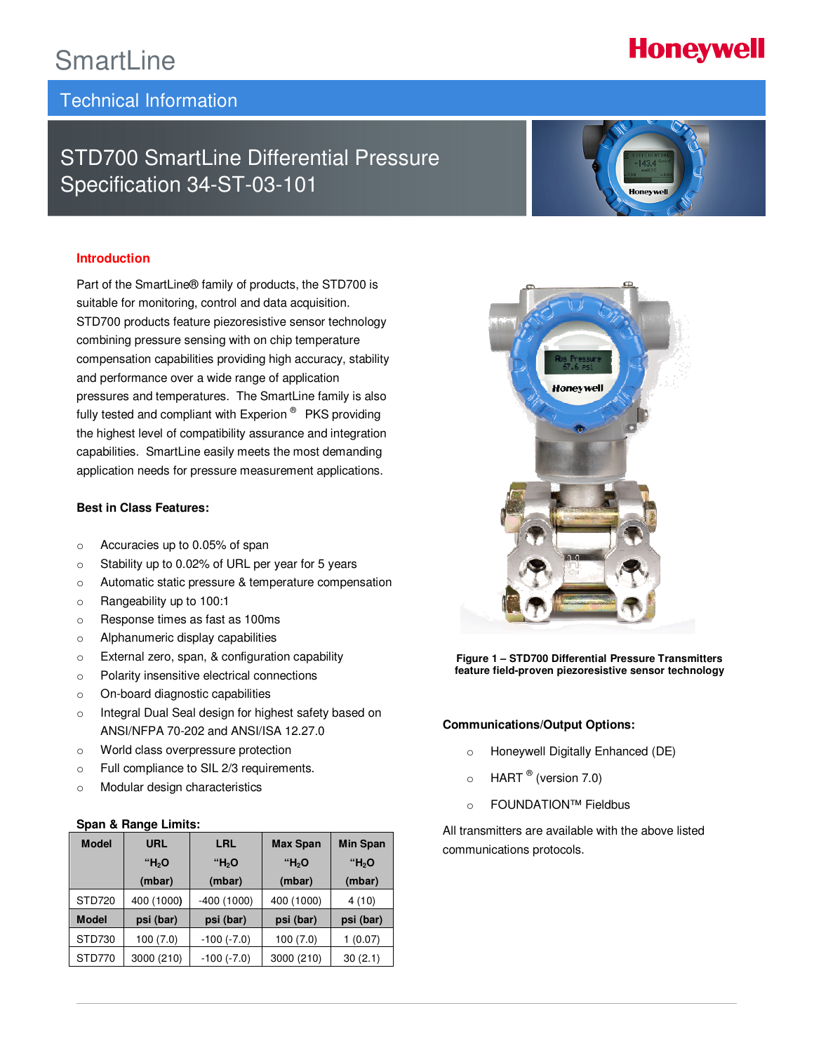SmartLine

Honeywell

Technical Information

# STD700 SmartLine Differential Pressure Specification 34-ST-03-101

## Introduction

Part of the SmartLine® family of products, the STD700 is suitable for monitoring, control and data acquisition. STD700 products feature piezoresistive sensor technology combining pressure sensing with on chip temperature compensation capabilities providing high accuracy, stability and performance over a wide range of application pressures and temperatures. The SmartLine family is also fully tested and compliant with Experion ® PKS providing the highest level of compatibility assurance and integration capabilities. SmartLine easily meets the most demanding application needs for pressure measurement applications.

### Best in Class Features:

- Accuracies up to 0.05% of span
- Stability up to 0.02% of URL per year for 5 years
- Automatic static pressure & temperature compensation
- Rangeability up to 100:1
- Response times as fast as 100ms
- Alphanumeric display capabilities
- External zero, span, & configuration capability
- Polarity insensitive electrical connections
- On-board diagnostic capabilities
- Integral Dual Seal design for highest safety based on ANSI/NFPA 70-202 and ANSI/ISA 12.27.0
- World class overpressure protection
- Full compliance to SIL 2/3 requirements.
- Modular design characteristics

### Span & Range Limits:

| Model | URL "$H_2O$ (mbar) | LRL "$H_2O$ (mbar) | Max Span "$H_2O$ (mbar) | Min Span "$H_2O$ (mbar) |
|---|---|---|---|---|
| STD720 | 400 (1000) | -400 (1000) | 400 (1000) | 4 (10) |
| **Model** | **psi (bar)** | **psi (bar)** | **psi (bar)** | **psi (bar)** |
| STD730 | 100 (7.0) | -100 (-7.0) | 100 (7.0) | 1 (0.07) |
| STD770 | 3000 (210) | -100 (-7.0) | 3000 (210) | 30 (2.1) |

**Figure 1 – STD700 Differential Pressure Transmitters feature field-proven piezoresistive sensor technology**

### Communications/Output Options:

- Honeywell Digitally Enhanced (DE)
- HART ® (version 7.0)
- FOUNDATION™ Fieldbus

All transmitters are available with the above listed communications protocols.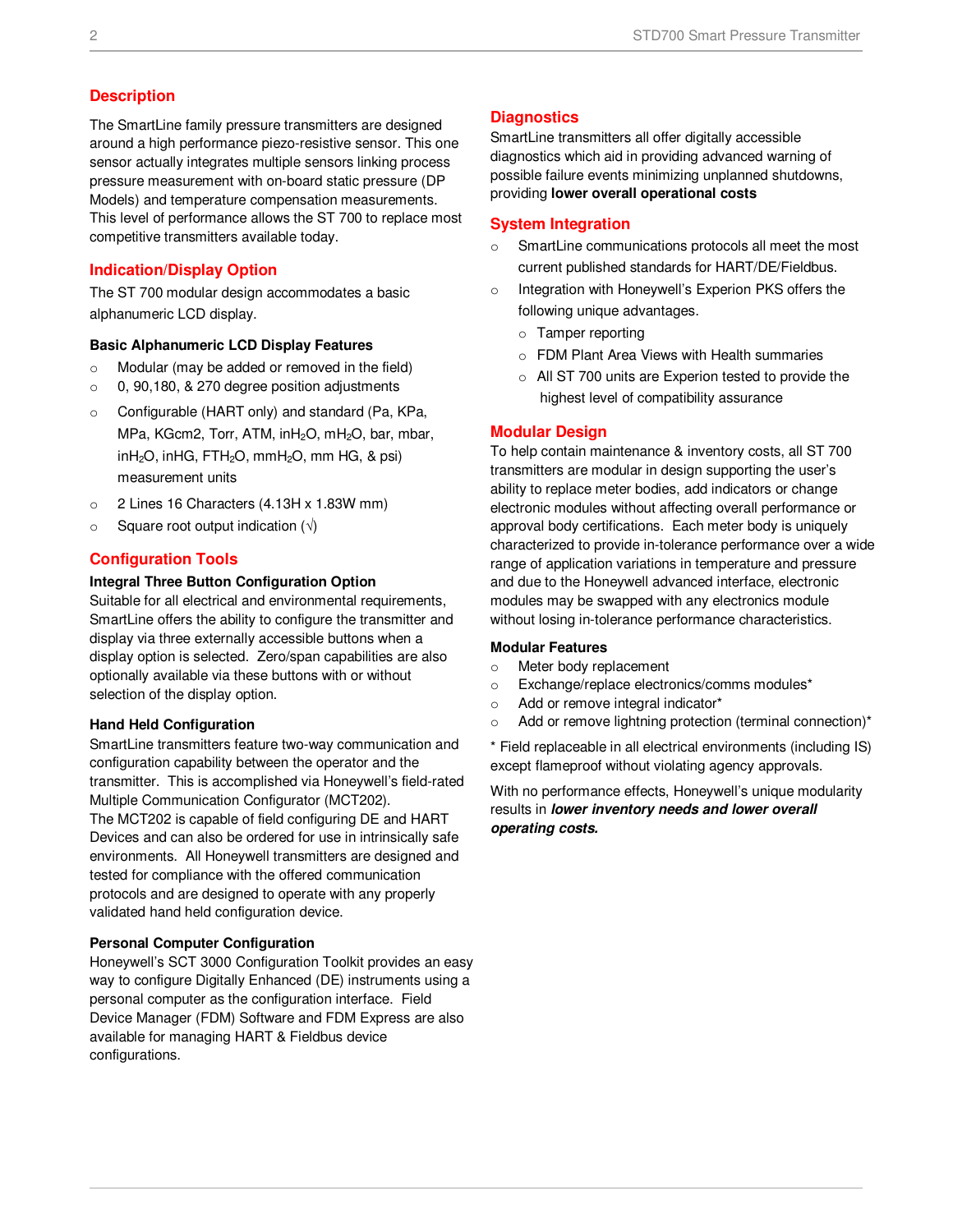## Description

The SmartLine family pressure transmitters are designed around a high performance piezo-resistive sensor. This one sensor actually integrates multiple sensors linking process pressure measurement with on-board static pressure (DP Models) and temperature compensation measurements. This level of performance allows the ST 700 to replace most competitive transmitters available today.

## Indication/Display Option

The ST 700 modular design accommodates a basic alphanumeric LCD display.

### Basic Alphanumeric LCD Display Features

- Modular (may be added or removed in the field)
- 0, 90,180, & 270 degree position adjustments
- Configurable (HART only) and standard (Pa, KPa, MPa, KGcm2, Torr, ATM, in$H_2O$, m$H_2O$, bar, mbar, in$H_2O$, inHG, FT$H_2O$, mm$H_2O$, mm HG, & psi) measurement units
- 2 Lines 16 Characters (4.13H x 1.83W mm)
- Square root output indication (√)

## Configuration Tools

### Integral Three Button Configuration Option

Suitable for all electrical and environmental requirements, SmartLine offers the ability to configure the transmitter and display via three externally accessible buttons when a display option is selected. Zero/span capabilities are also optionally available via these buttons with or without selection of the display option.

### Hand Held Configuration

SmartLine transmitters feature two-way communication and configuration capability between the operator and the transmitter. This is accomplished via Honeywell's field-rated Multiple Communication Configurator (MCT202). The MCT202 is capable of field configuring DE and HART Devices and can also be ordered for use in intrinsically safe environments. All Honeywell transmitters are designed and tested for compliance with the offered communication protocols and are designed to operate with any properly validated hand held configuration device.

### Personal Computer Configuration

Honeywell's SCT 3000 Configuration Toolkit provides an easy way to configure Digitally Enhanced (DE) instruments using a personal computer as the configuration interface. Field Device Manager (FDM) Software and FDM Express are also available for managing HART & Fieldbus device configurations.

## Diagnostics

SmartLine transmitters all offer digitally accessible diagnostics which aid in providing advanced warning of possible failure events minimizing unplanned shutdowns, providing **lower overall operational costs**

## System Integration

- SmartLine communications protocols all meet the most current published standards for HART/DE/Fieldbus.
- Integration with Honeywell's Experion PKS offers the following unique advantages.
  - Tamper reporting
  - FDM Plant Area Views with Health summaries
  - All ST 700 units are Experion tested to provide the highest level of compatibility assurance

## Modular Design

To help contain maintenance & inventory costs, all ST 700 transmitters are modular in design supporting the user's ability to replace meter bodies, add indicators or change electronic modules without affecting overall performance or approval body certifications. Each meter body is uniquely characterized to provide in-tolerance performance over a wide range of application variations in temperature and pressure and due to the Honeywell advanced interface, electronic modules may be swapped with any electronics module without losing in-tolerance performance characteristics.

### Modular Features

- Meter body replacement
- Exchange/replace electronics/comms modules*
- Add or remove integral indicator*
- Add or remove lightning protection (terminal connection)*

\* Field replaceable in all electrical environments (including IS) except flameproof without violating agency approvals.

With no performance effects, Honeywell's unique modularity results in ***lower inventory needs and lower overall operating costs.***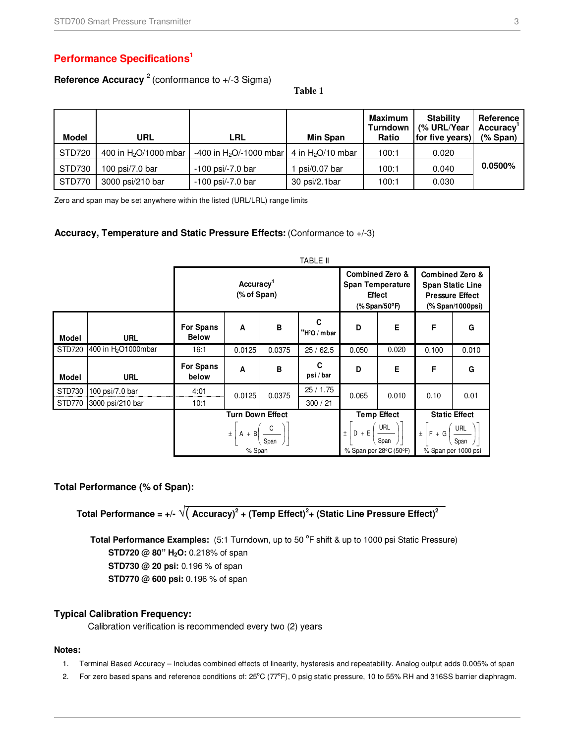## Performance Specifications[1]

**Reference Accuracy** [2] (conformance to +/-3 Sigma)

**Table 1**

| Model | URL | LRL | Min Span | Maximum Turndown Ratio | Stability (% URL/Year for five years) | Reference Accuracy[1] (% Span) |
|---|---|---|---|---|---|---|
| STD720 | 400 in $H_2O$/1000 mbar | -400 in $H_2O$/-1000 mbar | 4 in $H_2O$/10 mbar | 100:1 | 0.020 | 0.0500% |
| STD730 | 100 psi/7.0 bar | -100 psi/-7.0 bar | 1 psi/0.07 bar | 100:1 | 0.040 | |
| STD770 | 3000 psi/210 bar | -100 psi/-7.0 bar | 30 psi/2.1bar | 100:1 | 0.030 | |

Zero and span may be set anywhere within the listed (URL/LRL) range limits

**Accuracy, Temperature and Static Pressure Effects:** (Conformance to +/-3)

TABLE II

| | | Accuracy[1] (% of Span) | | | | Combined Zero & Span Temperature Effect (% Span/50°F) | | Combined Zero & Span Static Line Pressure Effect (% Span/1000psi) | |
|---|---|---|---|---|---|---|---|---|---|
| **Model** | **URL** | **For Spans Below** | **A** | **B** | **C "$H_2O$ / mbar** | **D** | **E** | **F** | **G** |
| STD720 | 400 in $H_2O$1000mbar | 16:1 | 0.0125 | 0.0375 | 25 / 62.5 | 0.050 | 0.020 | 0.100 | 0.010 |
| **Model** | **URL** | **For Spans below** | **A** | **B** | **C psi / bar** | **D** | **E** | **F** | **G** |
| STD730 | 100 psi/7.0 bar | 4:01 | 0.0125 | 0.0375 | 25 / 1.75 | 0.065 | 0.010 | 0.10 | 0.01 |
| STD770 | 3000 psi/210 bar | 10:1 | | | 300 / 21 | | | | |
| | | **Turn Down Effect** $\pm\left[A + B\left(\frac{C}{Span}\right)\right]$ % Span | | | | **Temp Effect** $\pm\left[D + E\left(\frac{URL}{Span}\right)\right]$ % Span per 28°C (50°F) | | **Static Effect** $\pm\left[F + G\left(\frac{URL}{Span}\right)\right]$ % Span per 1000 psi | |

**Total Performance (% of Span):**

$$\text{Total Performance} = \pm\sqrt{(\text{Accuracy})^2 + (\text{Temp Effect})^2 + (\text{Static Line Pressure Effect})^2}$$

**Total Performance Examples:** (5:1 Turndown, up to 50 °F shift & up to 1000 psi Static Pressure)

**STD720 @ 80" $H_2O$:** 0.218% of span
**STD730 @ 20 psi:** 0.196 % of span
**STD770 @ 600 psi:** 0.196 % of span

**Typical Calibration Frequency:**

Calibration verification is recommended every two (2) years

**Notes:**

1. Terminal Based Accuracy – Includes combined effects of linearity, hysteresis and repeatability. Analog output adds 0.005% of span
2. For zero based spans and reference conditions of: 25°C (77°F), 0 psig static pressure, 10 to 55% RH and 316SS barrier diaphragm.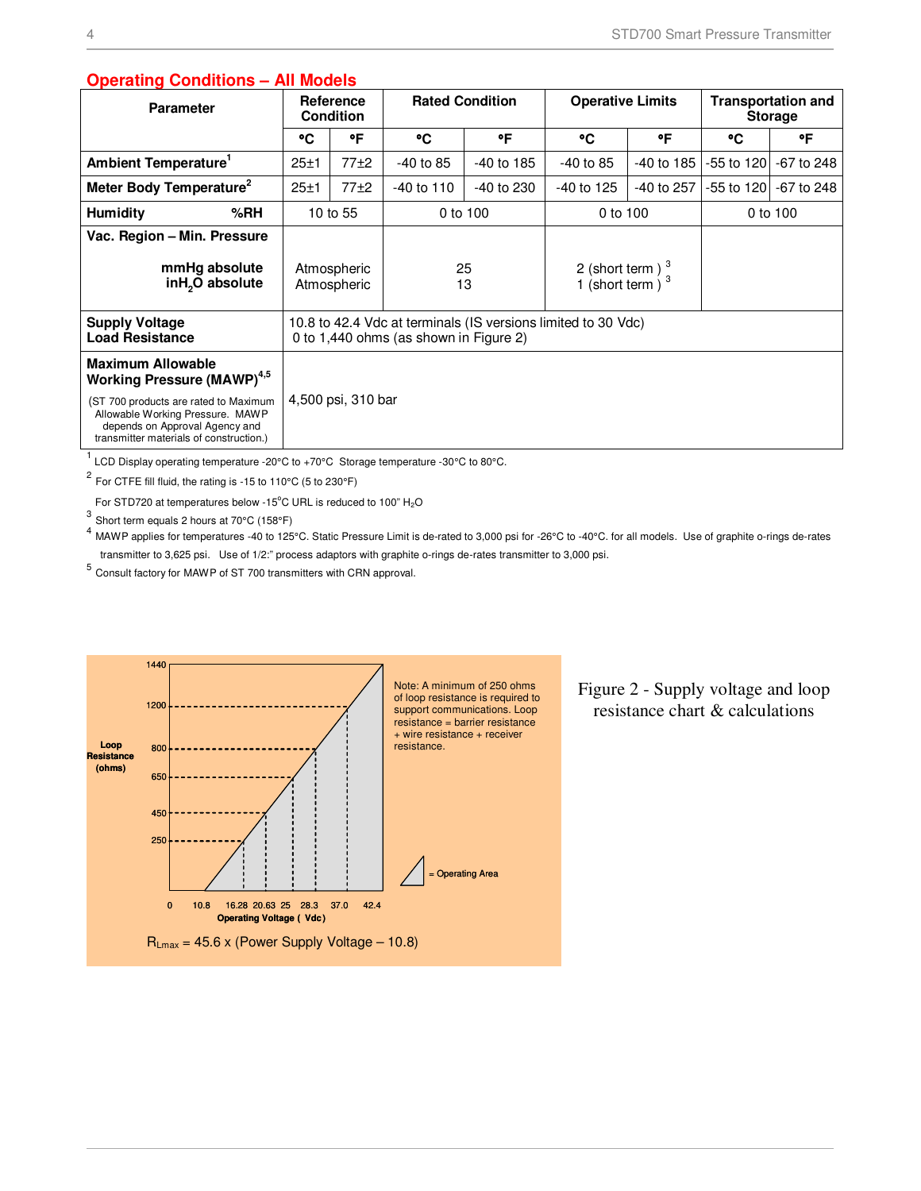## Operating Conditions – All Models

| Parameter | Reference Condition | | Rated Condition | | Operative Limits | | Transportation and Storage | |
|---|---|---|---|---|---|---|---|---|
| | °C | °F | °C | °F | °C | °F | °C | °F |
| **Ambient Temperature**[1] | 25±1 | 77±2 | -40 to 85 | -40 to 185 | -40 to 85 | -40 to 185 | -55 to 120 | -67 to 248 |
| **Meter Body Temperature**[2] | 25±1 | 77±2 | -40 to 110 | -40 to 230 | -40 to 125 | -40 to 257 | -55 to 120 | -67 to 248 |
| **Humidity %RH** | 10 to 55 | | 0 to 100 | | 0 to 100 | | 0 to 100 | |
| **Vac. Region – Min. Pressure** **mmHg absolute** **in$H_2O$ absolute** | Atmospheric Atmospheric | | 25 13 | | 2 (short term)[3] 1 (short term)[3] | | | |
| **Supply Voltage** **Load Resistance** | 10.8 to 42.4 Vdc at terminals (IS versions limited to 30 Vdc) 0 to 1,440 ohms (as shown in Figure 2) | | | | | | | |
| **Maximum Allowable Working Pressure (MAWP)**[4,5] (ST 700 products are rated to Maximum Allowable Working Pressure. MAWP depends on Approval Agency and transmitter materials of construction.) | 4,500 psi, 310 bar | | | | | | | |

[1] LCD Display operating temperature -20°C to +70°C Storage temperature -30°C to 80°C.

[2] For CTFE fill fluid, the rating is -15 to 110°C (5 to 230°F)

For STD720 at temperatures below -15°C URL is reduced to 100" $H_2O$

[3] Short term equals 2 hours at 70°C (158°F)

[4] MAWP applies for temperatures -40 to 125°C. Static Pressure Limit is de-rated to 3,000 psi for -26°C to -40°C. for all models. Use of graphite o-rings de-rates transmitter to 3,625 psi. Use of 1/2:" process adaptors with graphite o-rings de-rates transmitter to 3,000 psi.

[5] Consult factory for MAWP of ST 700 transmitters with CRN approval.

Loop Resistance (ohms): 1440, 1200, 800, 650, 450, 250

Operating Voltage (Vdc): 0, 10.8, 16.28, 20.63, 25, 28.3, 37.0, 42.4

Note: A minimum of 250 ohms of loop resistance is required to support communications. Loop resistance = barrier resistance + wire resistance + receiver resistance.

= Operating Area

$R_{Lmax}$ = 45.6 x (Power Supply Voltage – 10.8)

Figure 2 - Supply voltage and loop resistance chart & calculations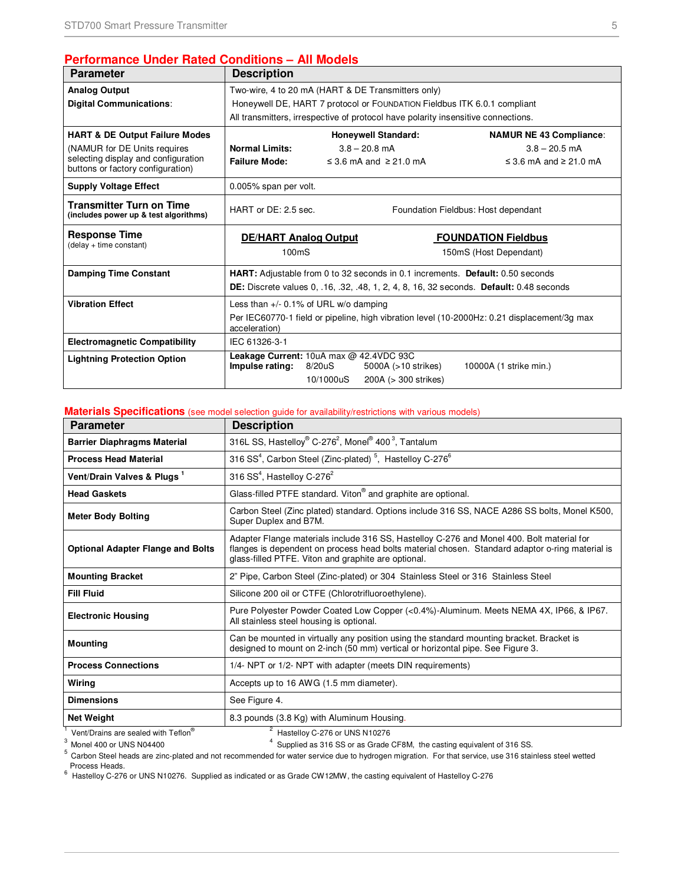## Performance Under Rated Conditions – All Models

| Parameter | Description |
|---|---|
| **Analog Output**<br>**Digital Communications**: | Two-wire, 4 to 20 mA (HART & DE Transmitters only)<br>Honeywell DE, HART 7 protocol or FOUNDATION Fieldbus ITK 6.0.1 compliant<br>All transmitters, irrespective of protocol have polarity insensitive connections. |
| **HART & DE Output Failure Modes**<br>(NAMUR for DE Units requires selecting display and configuration buttons or factory configuration) | **Honeywell Standard:** **Normal Limits:** 3.8 – 20.8 mA; **Failure Mode:** ≤ 3.6 mA and ≥ 21.0 mA<br>**NAMUR NE 43 Compliance**: **Normal Limits:** 3.8 – 20.5 mA; **Failure Mode:** ≤ 3.6 mA and ≥ 21.0 mA |
| **Supply Voltage Effect** | 0.005% span per volt. |
| **Transmitter Turn on Time**<br>**(includes power up & test algorithms)** | HART or DE: 2.5 sec.     Foundation Fieldbus: Host dependant |
| **Response Time**<br>(delay + time constant) | **DE/HART Analog Output:** 100mS<br>**FOUNDATION Fieldbus:** 150mS (Host Dependant) |
| **Damping Time Constant** | **HART:** Adjustable from 0 to 32 seconds in 0.1 increments. **Default:** 0.50 seconds<br>**DE:** Discrete values 0, .16, .32, .48, 1, 2, 4, 8, 16, 32 seconds. **Default:** 0.48 seconds |
| **Vibration Effect** | Less than +/- 0.1% of URL w/o damping<br>Per IEC60770-1 field or pipeline, high vibration level (10-2000Hz: 0.21 displacement/3g max acceleration) |
| **Electromagnetic Compatibility** | IEC 61326-3-1 |
| **Lightning Protection Option** | **Leakage Current:** 10uA max @ 42.4VDC 93C<br>**Impulse rating:** 8/20uS 5000A (>10 strikes) 10000A (1 strike min.)<br>10/1000uS 200A (> 300 strikes) |

## Materials Specifications (see model selection guide for availability/restrictions with various models)

| Parameter | Description |
|---|---|
| **Barrier Diaphragms Material** | 316L SS, Hastelloy® C-276[2], Monel® 400[3], Tantalum |
| **Process Head Material** | 316 SS[4], Carbon Steel (Zinc-plated)[5], Hastelloy C-276[6] |
| **Vent/Drain Valves & Plugs**[1] | 316 SS[4], Hastelloy C-276[2] |
| **Head Gaskets** | Glass-filled PTFE standard. Viton® and graphite are optional. |
| **Meter Body Bolting** | Carbon Steel (Zinc plated) standard. Options include 316 SS, NACE A286 SS bolts, Monel K500, Super Duplex and B7M. |
| **Optional Adapter Flange and Bolts** | Adapter Flange materials include 316 SS, Hastelloy C-276 and Monel 400. Bolt material for flanges is dependent on process head bolts material chosen. Standard adaptor o-ring material is glass-filled PTFE. Viton and graphite are optional. |
| **Mounting Bracket** | 2" Pipe, Carbon Steel (Zinc-plated) or 304 Stainless Steel or 316 Stainless Steel |
| **Fill Fluid** | Silicone 200 oil or CTFE (Chlorotrifluoroethylene). |
| **Electronic Housing** | Pure Polyester Powder Coated Low Copper (<0.4%)-Aluminum. Meets NEMA 4X, IP66, & IP67. All stainless steel housing is optional. |
| **Mounting** | Can be mounted in virtually any position using the standard mounting bracket. Bracket is designed to mount on 2-inch (50 mm) vertical or horizontal pipe. See Figure 3. |
| **Process Connections** | 1/4- NPT or 1/2- NPT with adapter (meets DIN requirements) |
| **Wiring** | Accepts up to 16 AWG (1.5 mm diameter). |
| **Dimensions** | See Figure 4. |
| **Net Weight** | 8.3 pounds (3.8 Kg) with Aluminum Housing. |

[1] Vent/Drains are sealed with Teflon®
[2] Hastelloy C-276 or UNS N10276
[3] Monel 400 or UNS N04400
[4] Supplied as 316 SS or as Grade CF8M, the casting equivalent of 316 SS.
[5] Carbon Steel heads are zinc-plated and not recommended for water service due to hydrogen migration. For that service, use 316 stainless steel wetted Process Heads.
[6] Hastelloy C-276 or UNS N10276. Supplied as indicated or as Grade CW12MW, the casting equivalent of Hastelloy C-276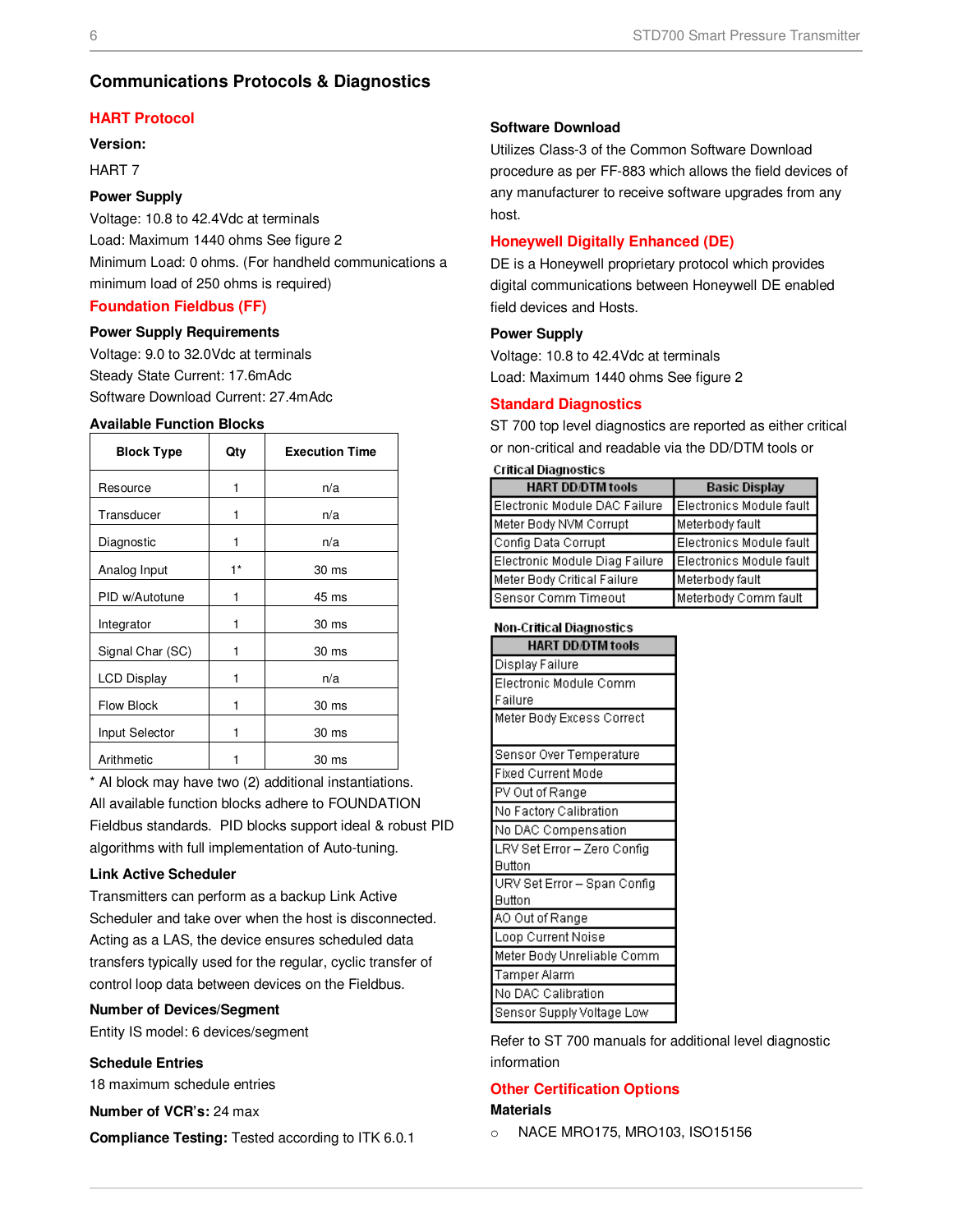## Communications Protocols & Diagnostics

### HART Protocol

**Version:**

HART 7

**Power Supply**

Voltage: 10.8 to 42.4Vdc at terminals

Load: Maximum 1440 ohms See figure 2

Minimum Load: 0 ohms. (For handheld communications a minimum load of 250 ohms is required)

### Foundation Fieldbus (FF)

**Power Supply Requirements**

Voltage: 9.0 to 32.0Vdc at terminals

Steady State Current: 17.6mAdc

Software Download Current: 27.4mAdc

**Available Function Blocks**

| Block Type | Qty | Execution Time |
|---|---|---|
| Resource | 1 | n/a |
| Transducer | 1 | n/a |
| Diagnostic | 1 | n/a |
| Analog Input | 1* | 30 ms |
| PID w/Autotune | 1 | 45 ms |
| Integrator | 1 | 30 ms |
| Signal Char (SC) | 1 | 30 ms |
| LCD Display | 1 | n/a |
| Flow Block | 1 | 30 ms |
| Input Selector | 1 | 30 ms |
| Arithmetic | 1 | 30 ms |

* AI block may have two (2) additional instantiations.

All available function blocks adhere to FOUNDATION Fieldbus standards. PID blocks support ideal & robust PID algorithms with full implementation of Auto-tuning.

**Link Active Scheduler**

Transmitters can perform as a backup Link Active Scheduler and take over when the host is disconnected. Acting as a LAS, the device ensures scheduled data transfers typically used for the regular, cyclic transfer of control loop data between devices on the Fieldbus.

**Number of Devices/Segment**

Entity IS model: 6 devices/segment

**Schedule Entries**

18 maximum schedule entries

**Number of VCR's:** 24 max

**Compliance Testing:** Tested according to ITK 6.0.1

**Software Download**

Utilizes Class-3 of the Common Software Download procedure as per FF-883 which allows the field devices of any manufacturer to receive software upgrades from any host.

### Honeywell Digitally Enhanced (DE)

DE is a Honeywell proprietary protocol which provides digital communications between Honeywell DE enabled field devices and Hosts.

**Power Supply**

Voltage: 10.8 to 42.4Vdc at terminals

Load: Maximum 1440 ohms See figure 2

### Standard Diagnostics

ST 700 top level diagnostics are reported as either critical or non-critical and readable via the DD/DTM tools or

**Critical Diagnostics**

| HART DD/DTM tools | Basic Display |
|---|---|
| Electronic Module DAC Failure | Electronics Module fault |
| Meter Body NVM Corrupt | Meterbody fault |
| Config Data Corrupt | Electronics Module fault |
| Electronic Module Diag Failure | Electronics Module fault |
| Meter Body Critical Failure | Meterbody fault |
| Sensor Comm Timeout | Meterbody Comm fault |

**Non-Critical Diagnostics**

| HART DD/DTM tools |
|---|
| Display Failure |
| Electronic Module Comm Failure |
| Meter Body Excess Correct |
| Sensor Over Temperature |
| Fixed Current Mode |
| PV Out of Range |
| No Factory Calibration |
| No DAC Compensation |
| LRV Set Error – Zero Config Button |
| URV Set Error – Span Config Button |
| AO Out of Range |
| Loop Current Noise |
| Meter Body Unreliable Comm |
| Tamper Alarm |
| No DAC Calibration |
| Sensor Supply Voltage Low |

Refer to ST 700 manuals for additional level diagnostic information

### Other Certification Options

**Materials**

- NACE MRO175, MRO103, ISO15156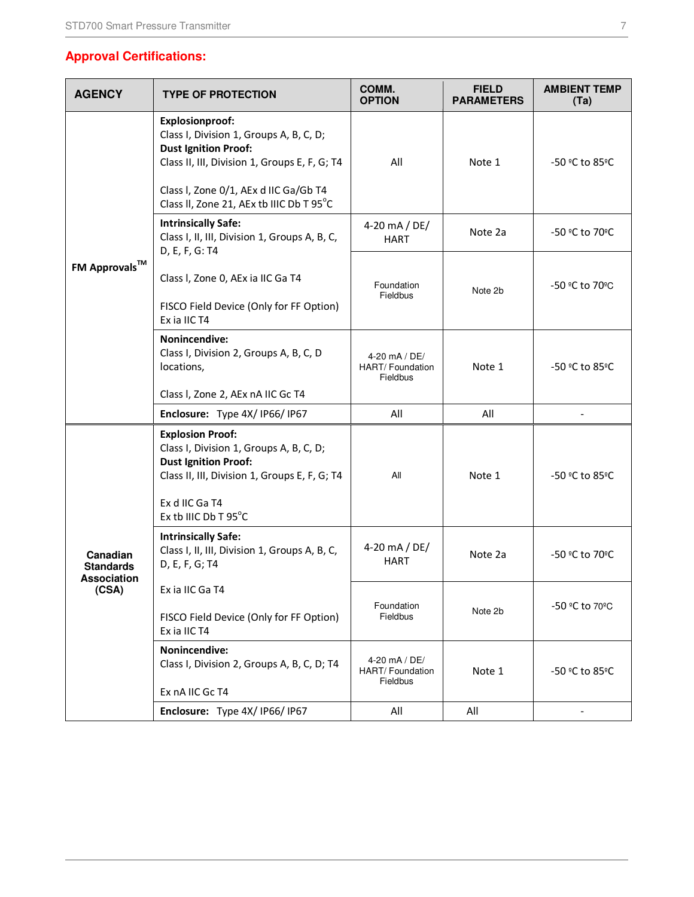## Approval Certifications:

| AGENCY | TYPE OF PROTECTION | COMM. OPTION | FIELD PARAMETERS | AMBIENT TEMP (Ta) |
|---|---|---|---|---|
| FM Approvals™ | **Explosionproof:** Class I, Division 1, Groups A, B, C, D; **Dust Ignition Proof:** Class II, III, Division 1, Groups E, F, G; T4<br><br>Class I, Zone 0/1, AEx d IIC Ga/Gb T4<br>Class II, Zone 21, AEx tb IIIC Db T 95°C | All | Note 1 | -50 ºC to 85ºC |
| | **Intrinsically Safe:** Class I, II, III, Division 1, Groups A, B, C, D, E, F, G: T4<br><br>Class I, Zone 0, AEx ia IIC Ga T4<br><br>FISCO Field Device (Only for FF Option) Ex ia IIC T4 | 4-20 mA / DE/ HART | Note 2a | -50 ºC to 70ºC |
| | | Foundation Fieldbus | Note 2b | -50 ºC to 70ºC |
| | **Nonincendive:** Class I, Division 2, Groups A, B, C, D locations,<br><br>Class I, Zone 2, AEx nA IIC Gc T4 | 4-20 mA / DE/ HART/ Foundation Fieldbus | Note 1 | -50 ºC to 85ºC |
| | **Enclosure:** Type 4X/ IP66/ IP67 | All | All | - |
| Canadian Standards Association (CSA) | **Explosion Proof:** Class I, Division 1, Groups A, B, C, D; **Dust Ignition Proof:** Class II, III, Division 1, Groups E, F, G; T4<br><br>Ex d IIC Ga T4<br>Ex tb IIIC Db T 95°C | All | Note 1 | -50 ºC to 85ºC |
| | **Intrinsically Safe:** Class I, II, III, Division 1, Groups A, B, C, D, E, F, G; T4<br><br>Ex ia IIC Ga T4<br><br>FISCO Field Device (Only for FF Option) Ex ia IIC T4 | 4-20 mA / DE/ HART | Note 2a | -50 ºC to 70ºC |
| | | Foundation Fieldbus | Note 2b | -50 ºC to 70ºC |
| | **Nonincendive:** Class I, Division 2, Groups A, B, C, D; T4<br><br>Ex nA IIC Gc T4 | 4-20 mA / DE/ HART/ Foundation Fieldbus | Note 1 | -50 ºC to 85ºC |
| | **Enclosure:** Type 4X/ IP66/ IP67 | All | All | - |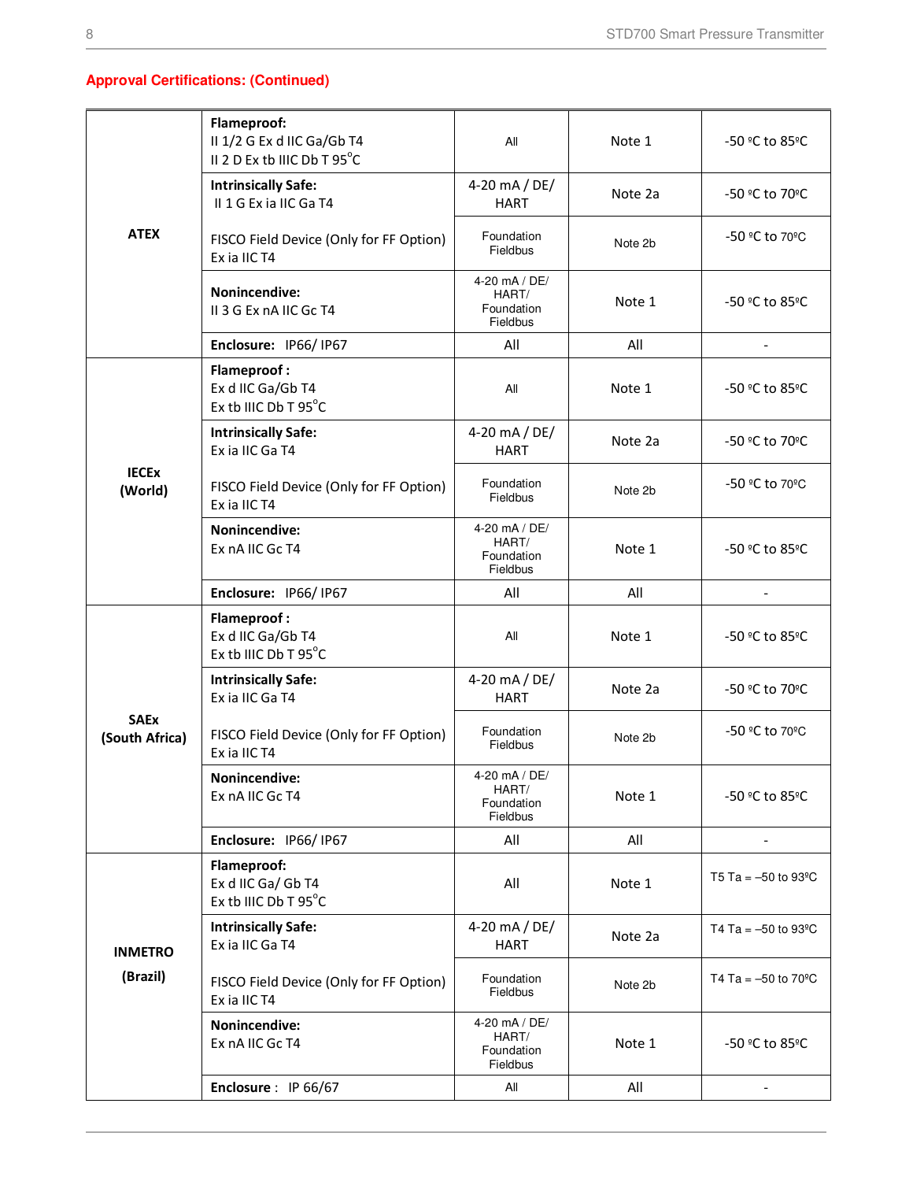**Approval Certifications: (Continued)**

| | | | | |
|---|---|---|---|---|
| ATEX | **Flameproof:**<br>II 1/2 G Ex d IIC Ga/Gb T4<br>II 2 D Ex tb IIIC Db T 95°C | All | Note 1 | -50 ºC to 85ºC |
| | **Intrinsically Safe:**<br>II 1 G Ex ia IIC Ga T4 | 4-20 mA / DE/ HART | Note 2a | -50 ºC to 70ºC |
| | FISCO Field Device (Only for FF Option)<br>Ex ia IIC T4 | Foundation Fieldbus | Note 2b | -50 ºC to 70ºC |
| | **Nonincendive:**<br>II 3 G Ex nA IIC Gc T4 | 4-20 mA / DE/ HART/ Foundation Fieldbus | Note 1 | -50 ºC to 85ºC |
| | **Enclosure:** IP66/ IP67 | All | All | - |
| IECEx (World) | **Flameproof :**<br>Ex d IIC Ga/Gb T4<br>Ex tb IIIC Db T 95°C | All | Note 1 | -50 ºC to 85ºC |
| | **Intrinsically Safe:**<br>Ex ia IIC Ga T4 | 4-20 mA / DE/ HART | Note 2a | -50 ºC to 70ºC |
| | FISCO Field Device (Only for FF Option)<br>Ex ia IIC T4 | Foundation Fieldbus | Note 2b | -50 ºC to 70ºC |
| | **Nonincendive:**<br>Ex nA IIC Gc T4 | 4-20 mA / DE/ HART/ Foundation Fieldbus | Note 1 | -50 ºC to 85ºC |
| | **Enclosure:** IP66/ IP67 | All | All | - |
| SAEx (South Africa) | **Flameproof :**<br>Ex d IIC Ga/Gb T4<br>Ex tb IIIC Db T 95°C | All | Note 1 | -50 ºC to 85ºC |
| | **Intrinsically Safe:**<br>Ex ia IIC Ga T4 | 4-20 mA / DE/ HART | Note 2a | -50 ºC to 70ºC |
| | FISCO Field Device (Only for FF Option)<br>Ex ia IIC T4 | Foundation Fieldbus | Note 2b | -50 ºC to 70ºC |
| | **Nonincendive:**<br>Ex nA IIC Gc T4 | 4-20 mA / DE/ HART/ Foundation Fieldbus | Note 1 | -50 ºC to 85ºC |
| | **Enclosure:** IP66/ IP67 | All | All | - |
| INMETRO (Brazil) | **Flameproof:**<br>Ex d IIC Ga/ Gb T4<br>Ex tb IIIC Db T 95°C | All | Note 1 | T5 Ta = –50 to 93ºC |
| | **Intrinsically Safe:**<br>Ex ia IIC Ga T4 | 4-20 mA / DE/ HART | Note 2a | T4 Ta = –50 to 93ºC |
| | FISCO Field Device (Only for FF Option)<br>Ex ia IIC T4 | Foundation Fieldbus | Note 2b | T4 Ta = –50 to 70ºC |
| | **Nonincendive:**<br>Ex nA IIC Gc T4 | 4-20 mA / DE/ HART/ Foundation Fieldbus | Note 1 | -50 ºC to 85ºC |
| | **Enclosure :** IP 66/67 | All | All | - |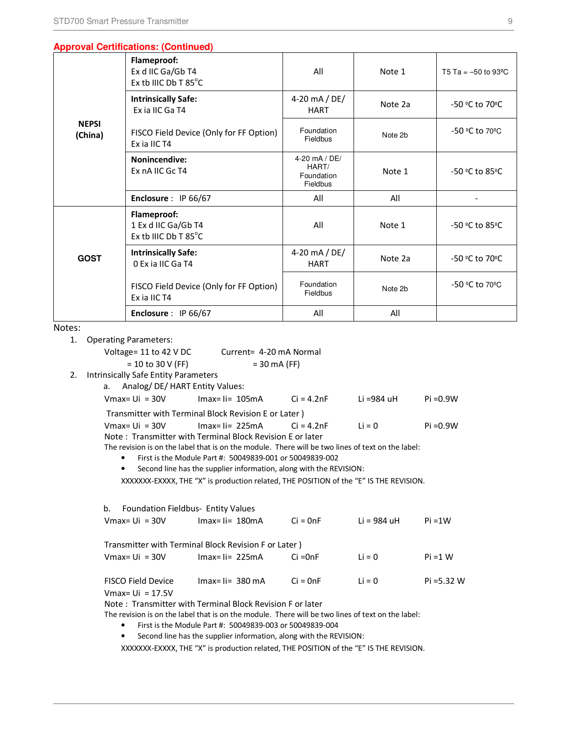## Approval Certifications: (Continued)

| | | | | |
|---|---|---|---|---|
| **NEPSI (China)** | **Flameproof:** Ex d IIC Ga/Gb T4 Ex tb IIIC Db T 85°C | All | Note 1 | T5 Ta = –50 to 93ºC |
| | **Intrinsically Safe:** Ex ia IIC Ga T4 | 4-20 mA / DE/ HART | Note 2a | -50 ºC to 70ºC |
| | FISCO Field Device (Only for FF Option) Ex ia IIC T4 | Foundation Fieldbus | Note 2b | -50 ºC to 70ºC |
| | **Nonincendive:** Ex nA IIC Gc T4 | 4-20 mA / DE/ HART/ Foundation Fieldbus | Note 1 | -50 ºC to 85ºC |
| | **Enclosure** : IP 66/67 | All | All | - |
| **GOST** | **Flameproof:** 1 Ex d IIC Ga/Gb T4 Ex tb IIIC Db T 85°C | All | Note 1 | -50 ºC to 85ºC |
| | **Intrinsically Safe:** 0 Ex ia IIC Ga T4 | 4-20 mA / DE/ HART | Note 2a | -50 ºC to 70ºC |
| | FISCO Field Device (Only for FF Option) Ex ia IIC T4 | Foundation Fieldbus | Note 2b | -50 ºC to 70ºC |
| | **Enclosure** : IP 66/67 | All | All | |

Notes:

1. Operating Parameters:

   Voltage= 11 to 42 V DC　　　Current= 4-20 mA Normal
   
   = 10 to 30 V (FF)　　　= 30 mA (FF)

2. Intrinsically Safe Entity Parameters

   a. Analog/ DE/ HART Entity Values:

   Vmax= Ui = 30V　　Imax= Ii= 105mA　　Ci = 4.2nF　　Li =984 uH　　Pi =0.9W

   Transmitter with Terminal Block Revision E or Later )

   Vmax= Ui = 30V　　Imax= Ii= 225mA　　Ci = 4.2nF　　Li = 0　　Pi =0.9W

   Note : Transmitter with Terminal Block Revision E or later

   The revision is on the label that is on the module. There will be two lines of text on the label:

   - First is the Module Part #: 50049839-001 or 50049839-002
   - Second line has the supplier information, along with the REVISION:

   XXXXXXX-EXXXX, THE "X" is production related, THE POSITION of the "E" IS THE REVISION.

   b. Foundation Fieldbus- Entity Values

   Vmax= Ui = 30V　　Imax= Ii= 180mA　　Ci = 0nF　　Li = 984 uH　　Pi =1W

   Transmitter with Terminal Block Revision F or Later )

   Vmax= Ui = 30V　　Imax= Ii= 225mA　　Ci =0nF　　Li = 0　　Pi =1 W

   FISCO Field Device　　Imax= Ii= 380 mA　　Ci = 0nF　　Li = 0　　Pi =5.32 W

   Vmax= Ui = 17.5V

   Note : Transmitter with Terminal Block Revision F or later

   The revision is on the label that is on the module. There will be two lines of text on the label:

   - First is the Module Part #: 50049839-003 or 50049839-004
   - Second line has the supplier information, along with the REVISION:

   XXXXXXX-EXXXX, THE "X" is production related, THE POSITION of the "E" IS THE REVISION.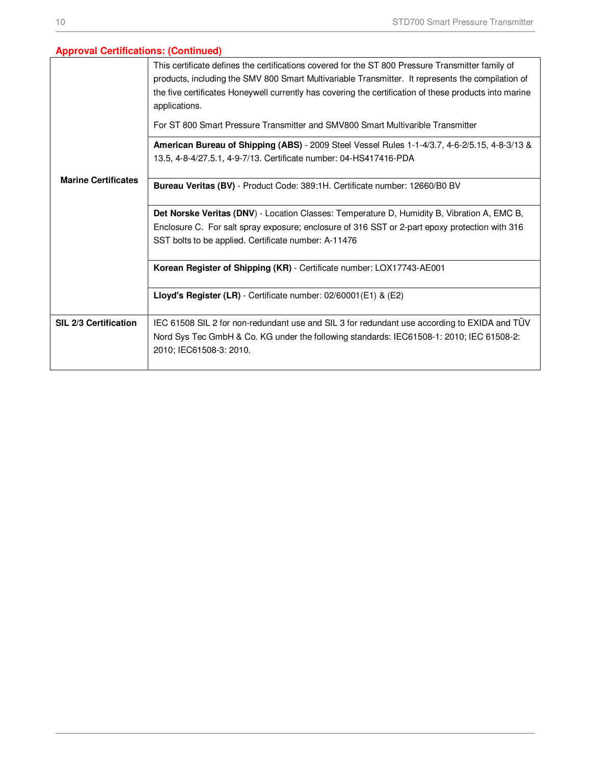## Approval Certifications: (Continued)

| | |
|---|---|
| **Marine Certificates** | This certificate defines the certifications covered for the ST 800 Pressure Transmitter family of products, including the SMV 800 Smart Multivariable Transmitter. It represents the compilation of the five certificates Honeywell currently has covering the certification of these products into marine applications.<br><br>For ST 800 Smart Pressure Transmitter and SMV800 Smart Multivarible Transmitter |
| | **American Bureau of Shipping (ABS)** - 2009 Steel Vessel Rules 1-1-4/3.7, 4-6-2/5.15, 4-8-3/13 & 13.5, 4-8-4/27.5.1, 4-9-7/13. Certificate number: 04-HS417416-PDA |
| | **Bureau Veritas (BV)** - Product Code: 389:1H. Certificate number: 12660/B0 BV |
| | **Det Norske Veritas (DNV**) - Location Classes: Temperature D, Humidity B, Vibration A, EMC B, Enclosure C. For salt spray exposure; enclosure of 316 SST or 2-part epoxy protection with 316 SST bolts to be applied. Certificate number: A-11476 |
| | **Korean Register of Shipping (KR)** - Certificate number: LOX17743-AE001 |
| | **Lloyd's Register (LR)** - Certificate number: 02/60001(E1) & (E2) |
| **SIL 2/3 Certification** | IEC 61508 SIL 2 for non-redundant use and SIL 3 for redundant use according to EXIDA and TÜV Nord Sys Tec GmbH & Co. KG under the following standards: IEC61508-1: 2010; IEC 61508-2: 2010; IEC61508-3: 2010. |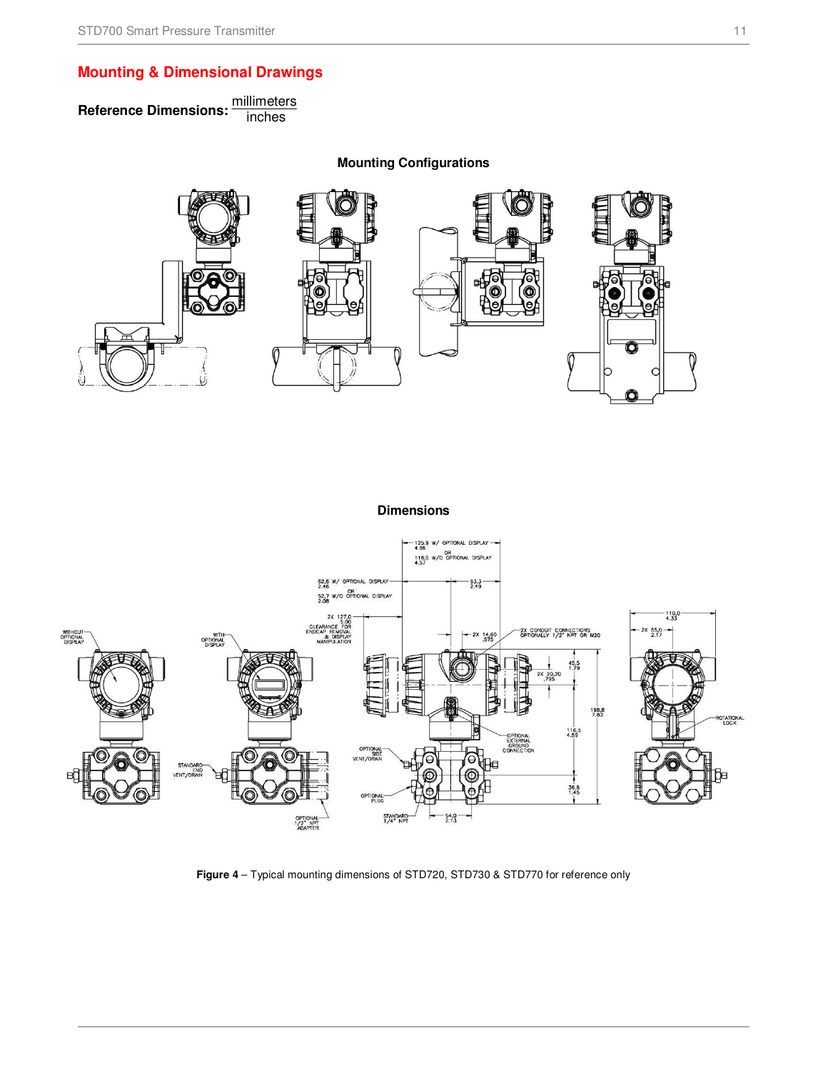## Mounting & Dimensional Drawings

**Reference Dimensions:** $\frac{\text{millimeters}}{\text{inches}}$

**Mounting Configurations**

**Dimensions**

**Figure 4** – Typical mounting dimensions of STD720, STD730 & STD770 for reference only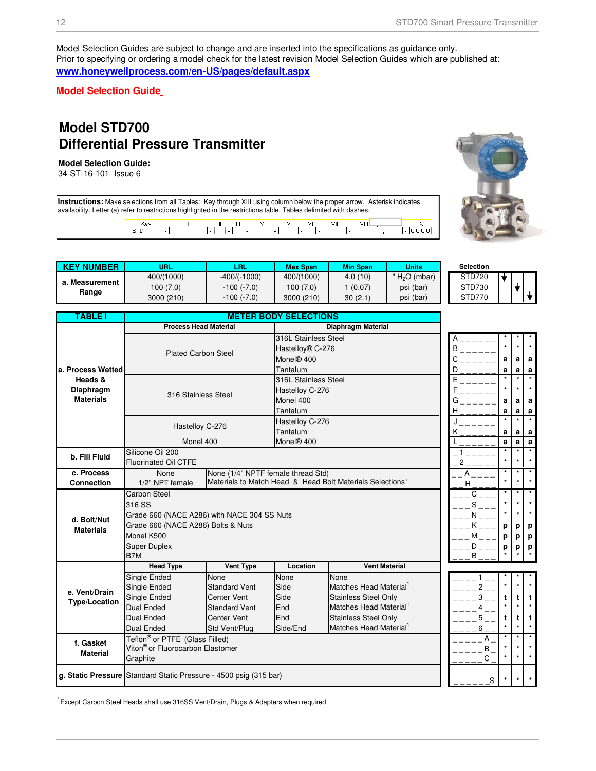Model Selection Guides are subject to change and are inserted into the specifications as guidance only.
Prior to specifying or ordering a model check for the latest revision Model Selection Guides which are published at:
**www.honeywellprocess.com/en-US/pages/default.aspx**

**Model Selection Guide**

# Model STD700
# Differential Pressure Transmitter

**Model Selection Guide:**
34-ST-16-101 Issue 6

**Instructions:** Make selections from all Tables: Key through XIII using column below the proper arrow. Asterisk indicates availability. Letter (a) refer to restrictions highlighted in the restrictions table. Tables delimited with dashes.

```
Key          I            II    III    IV      V      VI    VII      VIII         IX
STD _ _ _ - _ _ _ _ _ _ _ - _ - _ - _ _ _ - _ _ _ - _ - _ _ _ _ - _ _ , _ _ , _ _ - 0 0 0 0
```

| KEY NUMBER | URL | LRL | Max Span | Min Span | Units | Selection | | | |
|---|---|---|---|---|---|---|---|---|---|
| a. Measurement Range | 400/(1000) | -400/(-1000) | 400/(1000) | 4.0 (10) | " $H_2O$ (mbar) | STD720 | ↓ | | |
| | 100 (7.0) | -100 (-7.0) | 100 (7.0) | 1 (0.07) | psi (bar) | STD730 | | ↓ | |
| | 3000 (210) | -100 (-7.0) | 3000 (210) | 30 (2.1) | psi (bar) | STD770 | | | ↓ |

| TABLE I | METER BODY SELECTIONS | | | | Selection | STD720 | STD730 | STD770 |
|---|---|---|---|---|---|---|---|---|
| | **Process Head Material** | | **Diaphragm Material** | | | | | |
| a. Process Wetted Heads & Diaphragm Materials | Plated Carbon Steel | | 316L Stainless Steel | | A _ _ _ _ _ _ | * | * | * |
| | | | Hastelloy® C-276 | | B _ _ _ _ _ _ | * | * | * |
| | | | Monel® 400 | | C _ _ _ _ _ _ | a | a | a |
| | | | Tantalum | | D _ _ _ _ _ _ | a | a | a |
| | 316 Stainless Steel | | 316L Stainless Steel | | E _ _ _ _ _ _ | * | * | * |
| | | | Hastelloy C-276 | | F _ _ _ _ _ _ | * | * | * |
| | | | Monel 400 | | G _ _ _ _ _ _ | a | a | a |
| | | | Tantalum | | H _ _ _ _ _ _ | a | a | a |
| | Hastelloy C-276 | | Hastelloy C-276 | | J _ _ _ _ _ _ | * | * | * |
| | | | Tantalum | | K _ _ _ _ _ _ | a | a | a |
| | Monel 400 | | Monel® 400 | | L _ _ _ _ _ _ | a | a | a |
| b. Fill Fluid | Silicone Oil 200 | | | | _ 1 _ _ _ _ _ | * | * | * |
| | Fluorinated Oil CTFE | | | | _ 2 _ _ _ _ _ | * | * | * |
| c. Process Connection | None | None (1/4" NPTF female thread Std) | | | _ _ A _ _ _ _ | * | * | * |
| | 1/2" NPT female | Materials to Match Head & Head Bolt Materials Selections[1] | | | _ _ H _ _ _ _ | * | * | * |
| d. Bolt/Nut Materials | Carbon Steel | | | | _ _ _ C _ _ _ | * | * | * |
| | 316 SS | | | | _ _ _ S _ _ _ | * | * | * |
| | Grade 660 (NACE A286) with NACE 304 SS Nuts | | | | _ _ _ N _ _ _ | * | * | * |
| | Grade 660 (NACE A286) Bolts & Nuts | | | | _ _ _ K _ _ _ | p | p | p |
| | Monel K500 | | | | _ _ _ M _ _ _ | p | p | p |
| | Super Duplex | | | | _ _ _ D _ _ _ | p | p | p |
| | B7M | | | | _ _ _ B _ _ _ | * | * | * |
| | **Head Type** | **Vent Type** | **Location** | **Vent Material** | | | | |
| e. Vent/Drain Type/Location | Single Ended | None | None | None | _ _ _ _ 1 _ _ | * | * | * |
| | Single Ended | Standard Vent | Side | Matches Head Material[1] | _ _ _ _ 2 _ _ | * | * | * |
| | Single Ended | Center Vent | Side | Stainless Steel Only | _ _ _ _ 3 _ _ | t | t | t |
| | Dual Ended | Standard Vent | End | Matches Head Material[1] | _ _ _ _ 4 _ _ | * | * | * |
| | Dual Ended | Center Vent | End | Stainless Steel Only | _ _ _ _ 5 _ _ | t | t | t |
| | Dual Ended | Std Vent/Plug | Side/End | Matches Head Material[1] | _ _ _ _ 6 _ _ | * | * | * |
| f. Gasket Material | Teflon® or PTFE (Glass Filled) | | | | _ _ _ _ _ A _ | * | * | * |
| | Viton® or Fluorocarbon Elastomer | | | | _ _ _ _ _ B _ | * | * | * |
| | Graphite | | | | _ _ _ _ _ C _ | * | * | * |
| g. Static Pressure | Standard Static Pressure - 4500 psig (315 bar) | | | | _ _ _ _ _ _ S | * | * | * |

[1]Except Carbon Steel Heads shall use 316SS Vent/Drain, Plugs & Adapters when required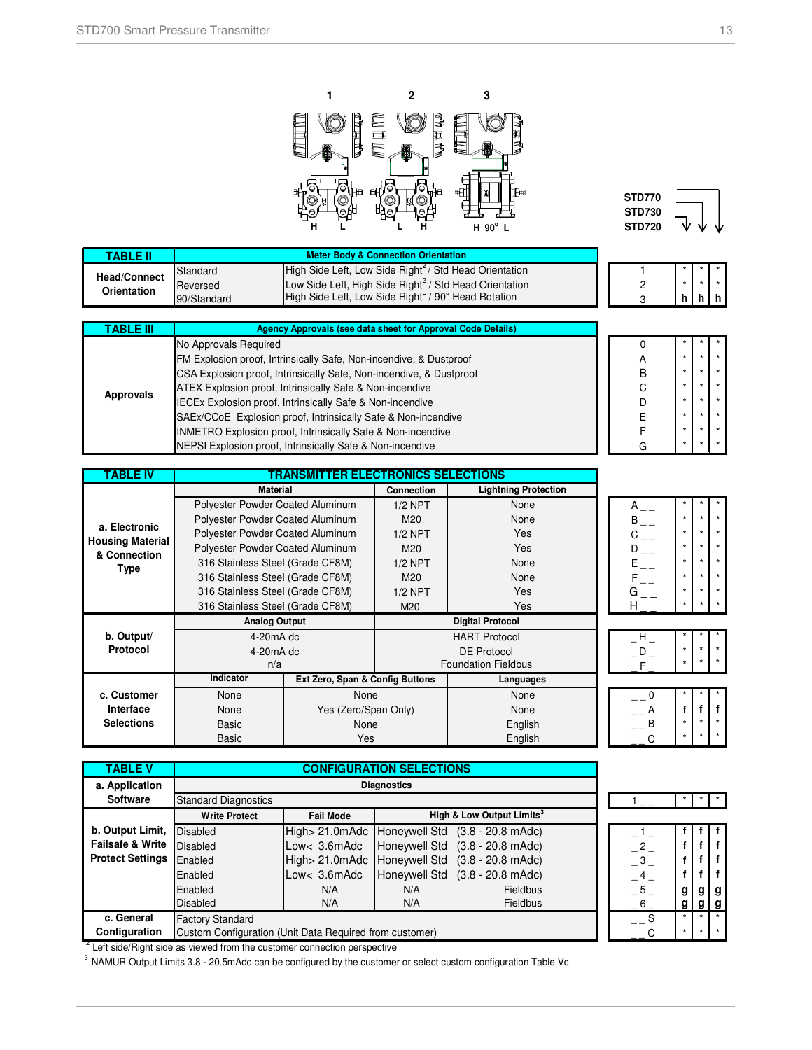1 2 3

H L L H H 90° L

STD770
STD730
STD720

| TABLE II | Meter Body & Connection Orientation | | | STD770 | STD730 | STD720 |
|---|---|---|---|---|---|---|
| Head/Connect Orientation | Standard | High Side Left, Low Side Right[2] / Std Head Orientation | 1 | * | * | * |
| | Reversed | Low Side Left, High Side Right[2] / Std Head Orientation | 2 | * | * | * |
| | 90/Standard | High Side Left, Low Side Right[2] / 90° Head Rotation | 3 | h | h | h |

| TABLE III | Agency Approvals (see data sheet for Approval Code Details) | | STD770 | STD730 | STD720 |
|---|---|---|---|---|---|
| Approvals | No Approvals Required | 0 | * | * | * |
| | FM Explosion proof, Intrinsically Safe, Non-incendive, & Dustproof | A | * | * | * |
| | CSA Explosion proof, Intrinsically Safe, Non-incendive, & Dustproof | B | * | * | * |
| | ATEX Explosion proof, Intrinsically Safe & Non-incendive | C | * | * | * |
| | IECEx Explosion proof, Intrinsically Safe & Non-incendive | D | * | * | * |
| | SAEx/CCoE Explosion proof, Intrinsically Safe & Non-incendive | E | * | * | * |
| | INMETRO Explosion proof, Intrinsically Safe & Non-incendive | F | * | * | * |
| | NEPSI Explosion proof, Intrinsically Safe & Non-incendive | G | * | * | * |

| TABLE IV | TRANSMITTER ELECTRONICS SELECTIONS | | | | STD770 | STD730 | STD720 |
|---|---|---|---|---|---|---|---|
| a. Electronic Housing Material & Connection Type | **Material** | **Connection** | **Lightning Protection** | | | | |
| | Polyester Powder Coated Aluminum | 1/2 NPT | None | A _ _ | * | * | * |
| | Polyester Powder Coated Aluminum | M20 | None | B _ _ | * | * | * |
| | Polyester Powder Coated Aluminum | 1/2 NPT | Yes | C _ _ | * | * | * |
| | Polyester Powder Coated Aluminum | M20 | Yes | D _ _ | * | * | * |
| | 316 Stainless Steel (Grade CF8M) | 1/2 NPT | None | E _ _ | * | * | * |
| | 316 Stainless Steel (Grade CF8M) | M20 | None | F _ _ | * | * | * |
| | 316 Stainless Steel (Grade CF8M) | 1/2 NPT | Yes | G _ _ | * | * | * |
| | 316 Stainless Steel (Grade CF8M) | M20 | Yes | H _ _ | * | * | * |
| b. Output/ Protocol | **Analog Output** | | **Digital Protocol** | | | | |
| | 4-20mA dc | | HART Protocol | _ H _ | * | * | * |
| | 4-20mA dc | | DE Protocol | _ D _ | * | * | * |
| | n/a | | Foundation Fieldbus | _ F _ | * | * | * |
| c. Customer Interface Selections | **Indicator** | **Ext Zero, Span & Config Buttons** | **Languages** | | | | |
| | None | None | None | _ _ 0 | * | * | * |
| | None | Yes (Zero/Span Only) | None | _ _ A | f | f | f |
| | Basic | None | English | _ _ B | * | * | * |
| | Basic | Yes | English | _ _ C | * | * | * |

| TABLE V | CONFIGURATION SELECTIONS | | | | STD770 | STD730 | STD720 |
|---|---|---|---|---|---|---|---|
| a. Application Software | **Diagnostics** | | | | | | |
| | Standard Diagnostics | | | 1 _ _ | * | * | * |
| b. Output Limit, Failsafe & Write Protect Settings | **Write Protect** | **Fail Mode** | **High & Low Output Limits[3]** | | | | |
| | Disabled | High> 21.0mAdc | Honeywell Std (3.8 - 20.8 mAdc) | _ 1 _ | f | f | f |
| | Disabled | Low< 3.6mAdc | Honeywell Std (3.8 - 20.8 mAdc) | _ 2 _ | f | f | f |
| | Enabled | High> 21.0mAdc | Honeywell Std (3.8 - 20.8 mAdc) | _ 3 _ | f | f | f |
| | Enabled | Low< 3.6mAdc | Honeywell Std (3.8 - 20.8 mAdc) | _ 4 _ | f | f | f |
| | Enabled | N/A | N/A Fieldbus | _ 5 _ | g | g | g |
| | Disabled | N/A | N/A Fieldbus | _ 6 _ | g | g | g |
| c. General Configuration | Factory Standard | | | _ _ S | * | * | * |
| | Custom Configuration (Unit Data Required from customer) | | | _ _ C | * | * | * |

[2] Left side/Right side as viewed from the customer connection perspective

[3] NAMUR Output Limits 3.8 - 20.5mAdc can be configured by the customer or select custom configuration Table Vc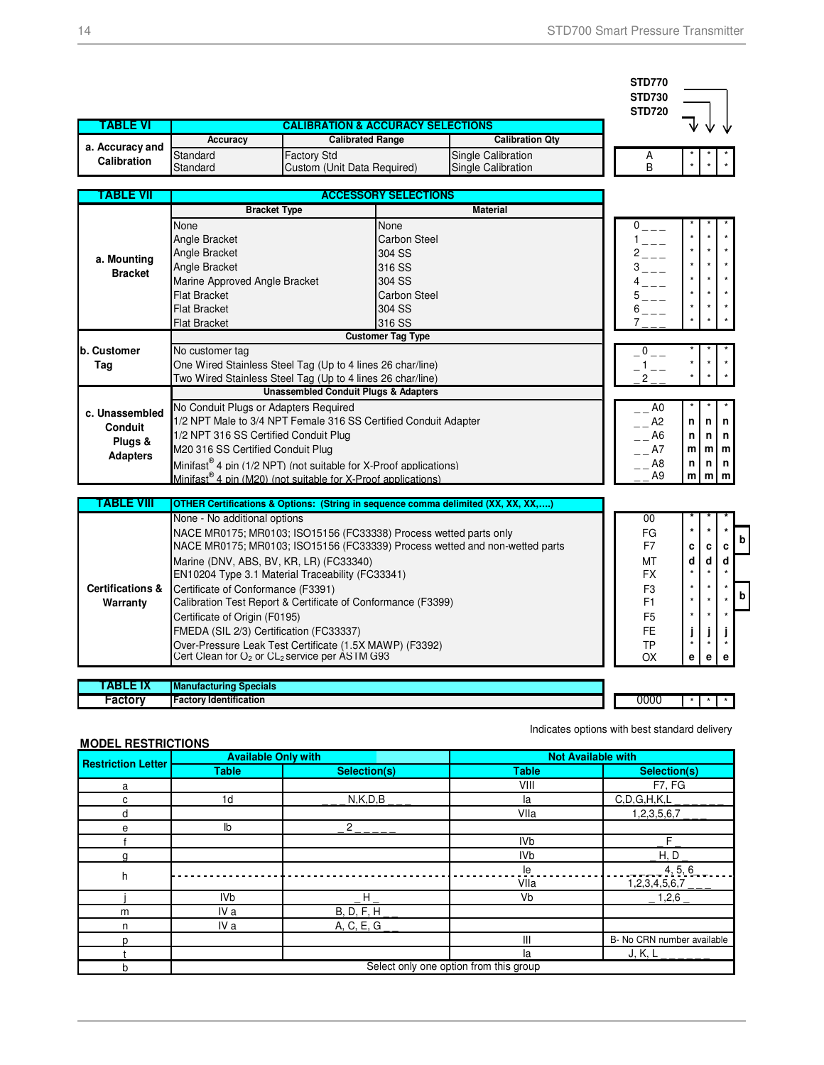## TABLE VI — CALIBRATION & ACCURACY SELECTIONS

| TABLE VI | Accuracy | Calibrated Range | Calibration Qty | Code | STD720 | STD730 | STD770 |
|---|---|---|---|---|---|---|---|
| a. Accuracy and Calibration | Standard | Factory Std | Single Calibration | A | * | * | * |
| | Standard | Custom (Unit Data Required) | Single Calibration | B | * | * | * |

## TABLE VII — ACCESSORY SELECTIONS

| TABLE VII | Bracket Type | Material | Code | STD720 | STD730 | STD770 |
|---|---|---|---|---|---|---|
| a. Mounting Bracket | None | None | 0 _ _ _ | * | * | * |
| | Angle Bracket | Carbon Steel | 1 _ _ _ | * | * | * |
| | Angle Bracket | 304 SS | 2 _ _ _ | * | * | * |
| | Angle Bracket | 316 SS | 3 _ _ _ | * | * | * |
| | Marine Approved Angle Bracket | 304 SS | 4 _ _ _ | * | * | * |
| | Flat Bracket | Carbon Steel | 5 _ _ _ | * | * | * |
| | Flat Bracket | 304 SS | 6 _ _ _ | * | * | * |
| | Flat Bracket | 316 SS | 7 _ _ _ | * | * | * |

| | Customer Tag Type | Code | STD720 | STD730 | STD770 |
|---|---|---|---|---|---|
| b. Customer Tag | No customer tag | _ 0 _ _ | * | * | * |
| | One Wired Stainless Steel Tag (Up to 4 lines 26 char/line) | _ 1 _ _ | * | * | * |
| | Two Wired Stainless Steel Tag (Up to 4 lines 26 char/line) | _ 2 _ _ | * | * | * |

| | Unassembled Conduit Plugs & Adapters | Code | STD720 | STD730 | STD770 |
|---|---|---|---|---|---|
| c. Unassembled Conduit Plugs & Adapters | No Conduit Plugs or Adapters Required | _ _ A0 | * | * | * |
| | 1/2 NPT Male to 3/4 NPT Female 316 SS Certified Conduit Adapter | _ _ A2 | n | n | n |
| | 1/2 NPT 316 SS Certified Conduit Plug | _ _ A6 | n | n | n |
| | M20 316 SS Certified Conduit Plug | _ _ A7 | m | m | m |
| | Minifast® 4 pin (1/2 NPT) (not suitable for X-Proof applications) | _ _ A8 | n | n | n |
| | Minifast® 4 pin (M20) (not suitable for X-Proof applications) | _ _ A9 | m | m | m |

## TABLE VIII — OTHER Certifications & Options: (String in sequence comma delimited (XX, XX, XX,....)

| TABLE VIII | Option | Code | STD720 | STD730 | STD770 | |
|---|---|---|---|---|---|---|
| Certifications & Warranty | None - No additional options | 00 | * | * | * | |
| | NACE MR0175; MR0103; ISO15156 (FC33338) Process wetted parts only | FG | * | * | * | b |
| | NACE MR0175; MR0103; ISO15156 (FC33339) Process wetted and non-wetted parts | F7 | c | c | c | b |
| | Marine (DNV, ABS, BV, KR, LR) (FC33340) | MT | d | d | d | |
| | EN10204 Type 3.1 Material Traceability (FC33341) | FX | * | * | * | |
| | Certificate of Conformance (F3391) | F3 | * | * | * | b |
| | Calibration Test Report & Certificate of Conformance (F3399) | F1 | * | * | * | b |
| | Certificate of Origin (F0195) | F5 | * | * | * | |
| | FMEDA (SIL 2/3) Certification (FC33337) | FE | j | j | j | |
| | Over-Pressure Leak Test Certificate (1.5X MAWP) (F3392) | TP | * | * | * | |
| | Cert Clean for $O_2$ or $CL_2$ service per ASTM G93 | OX | e | e | e | |

## TABLE IX — Manufacturing Specials

| TABLE IX | Manufacturing Specials | Code | STD720 | STD730 | STD770 |
|---|---|---|---|---|---|
| Factory | Factory Identification | 0000 | * | * | * |

Indicates options with best standard delivery

## MODEL RESTRICTIONS

| Restriction Letter | Available Only with — Table | Available Only with — Selection(s) | Not Available with — Table | Not Available with — Selection(s) |
|---|---|---|---|---|
| a | | | VIII | F7, FG |
| c | 1d | _ _ _ N,K,D,B _ _ _ | Ia | C,D,G,H,K,L _ _ _ _ _ _ |
| d | | | VIIa | 1,2,3,5,6,7 _ _ _ |
| e | Ib | _ 2 _ _ _ _ _ | | |
| f | | | IVb | F _ |
| g | | | IVb | _ H, D _ |
| h | | | Ie | _ _ _ _ 4, 5, 6 _ |
| | | | VIIa | 1,2,3,4,5,6,7 _ _ _ |
| j | IVb | _ H _ | Vb | _ 1,2,6 _ |
| m | IV a | B, D, F, H _ _ | | |
| n | IV a | A, C, E, G _ _ | | |
| p | | | III | B- No CRN number available |
| t | | | Ia | J, K, L _ _ _ _ _ _ |
| b | Select only one option from this group | | | |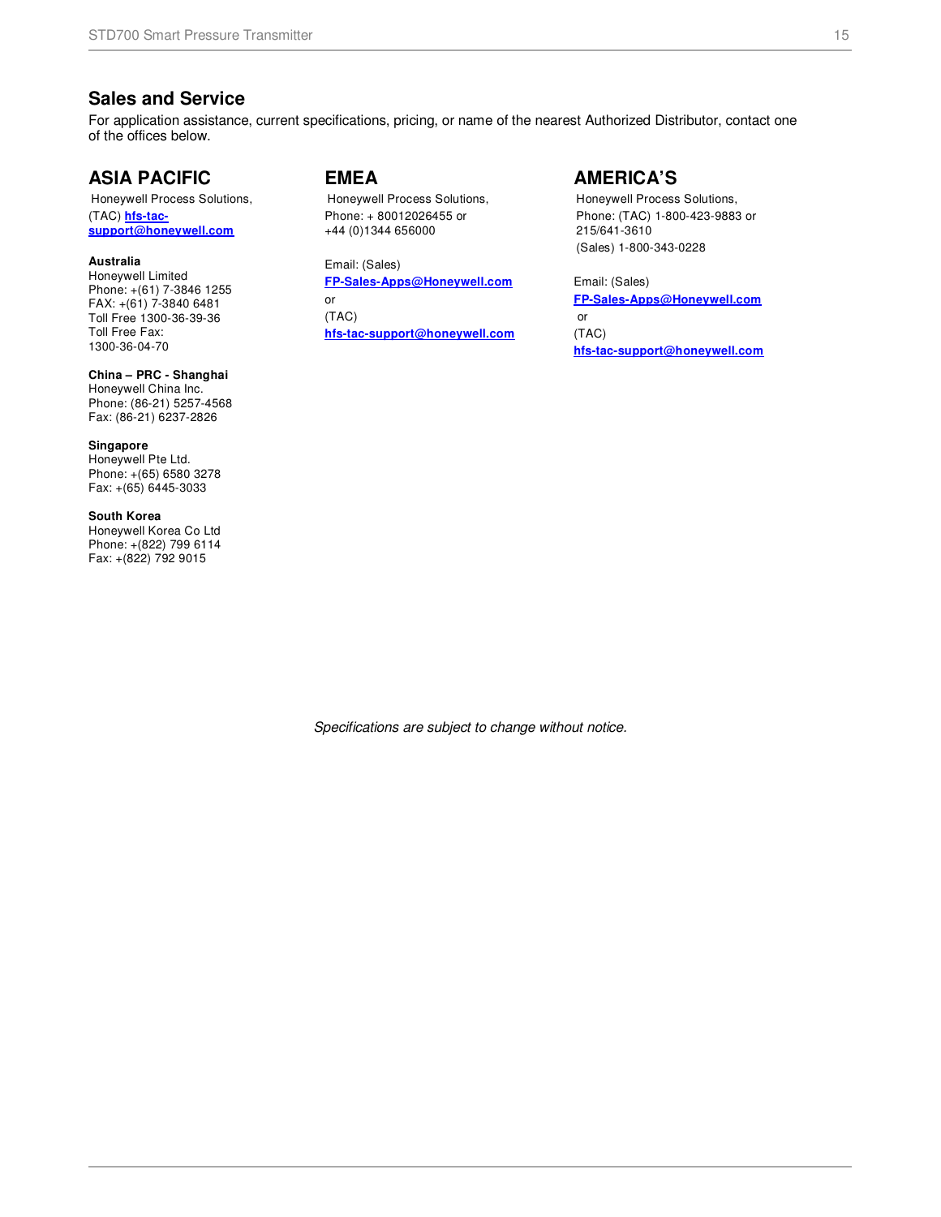## Sales and Service

For application assistance, current specifications, pricing, or name of the nearest Authorized Distributor, contact one of the offices below.

### ASIA PACIFIC

Honeywell Process Solutions,
(TAC) **hfs-tac-support@honeywell.com**

**Australia**
Honeywell Limited
Phone: +(61) 7-3846 1255
FAX: +(61) 7-3840 6481
Toll Free 1300-36-39-36
Toll Free Fax:
1300-36-04-70

**China – PRC - Shanghai**
Honeywell China Inc.
Phone: (86-21) 5257-4568
Fax: (86-21) 6237-2826

**Singapore**
Honeywell Pte Ltd.
Phone: +(65) 6580 3278
Fax: +(65) 6445-3033

**South Korea**
Honeywell Korea Co Ltd
Phone: +(822) 799 6114
Fax: +(822) 792 9015

### EMEA

Honeywell Process Solutions,
Phone: + 80012026455 or
+44 (0)1344 656000

Email: (Sales)
**FP-Sales-Apps@Honeywell.com**
or
(TAC)
**hfs-tac-support@honeywell.com**

### AMERICA'S

Honeywell Process Solutions,
Phone: (TAC) 1-800-423-9883 or
215/641-3610
(Sales) 1-800-343-0228

Email: (Sales)
**FP-Sales-Apps@Honeywell.com**
or
(TAC)
**hfs-tac-support@honeywell.com**

*Specifications are subject to change without notice.*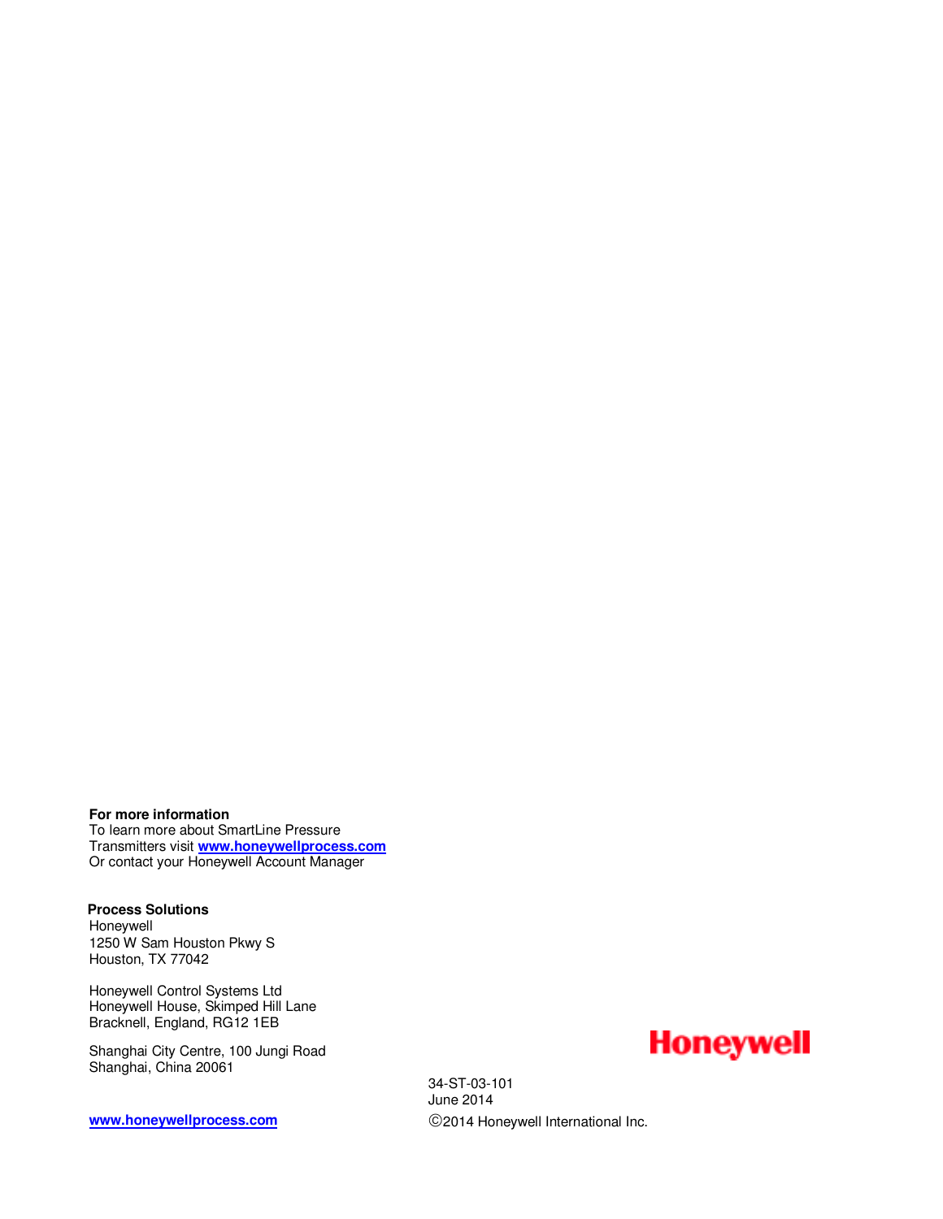**For more information**
To learn more about SmartLine Pressure Transmitters visit **www.honeywellprocess.com**
Or contact your Honeywell Account Manager

**Process Solutions**
Honeywell
1250 W Sam Houston Pkwy S
Houston, TX 77042

Honeywell Control Systems Ltd
Honeywell House, Skimped Hill Lane
Bracknell, England, RG12 1EB

Shanghai City Centre, 100 Jungi Road
Shanghai, China 20061

**www.honeywellprocess.com**

Honeywell

34-ST-03-101
June 2014
©2014 Honeywell International Inc.